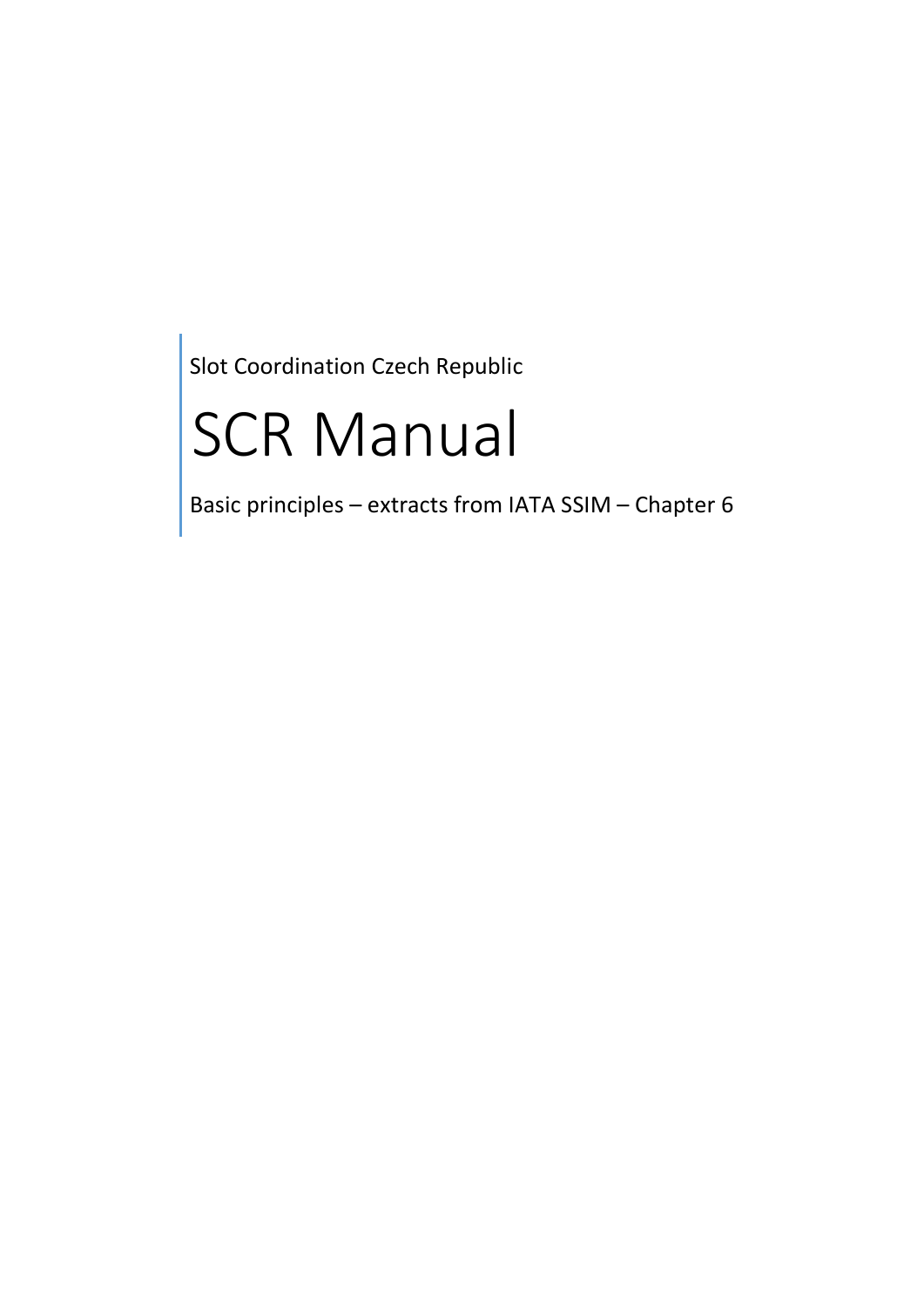Slot Coordination Czech Republic

# SCR Manual

Basic principles – extracts from IATA SSIM – Chapter 6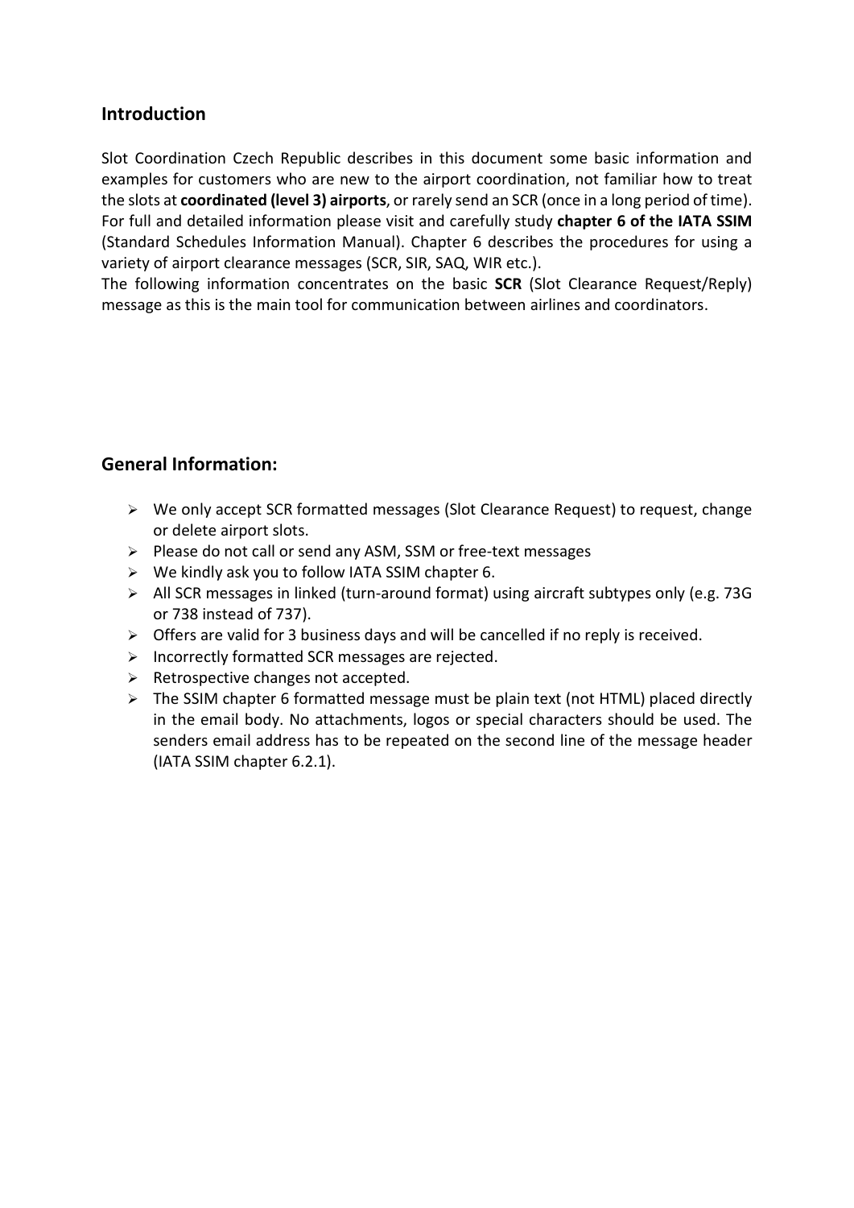## Introduction

Slot Coordination Czech Republic describes in this document some basic information and examples for customers who are new to the airport coordination, not familiar how to treat the slots at **coordinated (level 3) airports**, or rarely send an SCR (once in a long period of time). For full and detailed information please visit and carefully study **chapter 6 of the IATA SSIM** (Standard Schedules Information Manual). Chapter 6 describes the procedures for using a variety of airport clearance messages (SCR, SIR, SAQ, WIR etc.).

The following information concentrates on the basic **SCR** (Slot Clearance Request/Reply) message as this is the main tool for communication between airlines and coordinators.

## General Information:

- We only accept SCR formatted messages (Slot Clearance Request) to request, change or delete airport slots.
- Please do not call or send any ASM, SSM or free-text messages
- We kindly ask you to follow IATA SSIM chapter 6.
- All SCR messages in linked (turn-around format) using aircraft subtypes only (e.g. 73G or 738 instead of 737).
- Offers are valid for 3 business days and will be cancelled if no reply is received.
- Incorrectly formatted SCR messages are rejected.
- Retrospective changes not accepted.
- The SSIM chapter 6 formatted message must be plain text (not HTML) placed directly in the email body. No attachments, logos or special characters should be used. The senders email address has to be repeated on the second line of the message header (IATA SSIM chapter 6.2.1).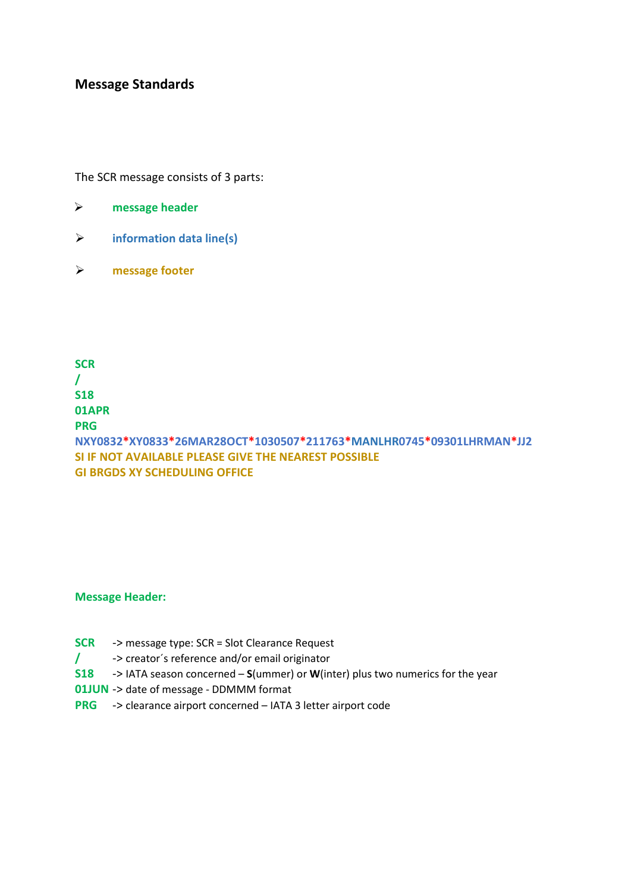## Message Standards

The SCR message consists of 3 parts:

- message header
- information data line(s)
- message footer

```
SCR
/
S18
01APR
PRG
NXY0832*XY0833*26MAR28OCT*1030507*211763*MANLHR0745*09301LHRMAN*JJ2
SI IF NOT AVAILABLE PLEASE GIVE THE NEAREST POSSIBLE
GI BRGDS XY SCHEDULING OFFICE
```

### Message Header:

**SCR** -> message type: SCR = Slot Clearance Request
**/** -> creator´s reference and/or email originator
**S18** -> IATA season concerned – **S**(ummer) or **W**(inter) plus two numerics for the year
**01JUN** -> date of message - DDMMM format
**PRG** -> clearance airport concerned – IATA 3 letter airport code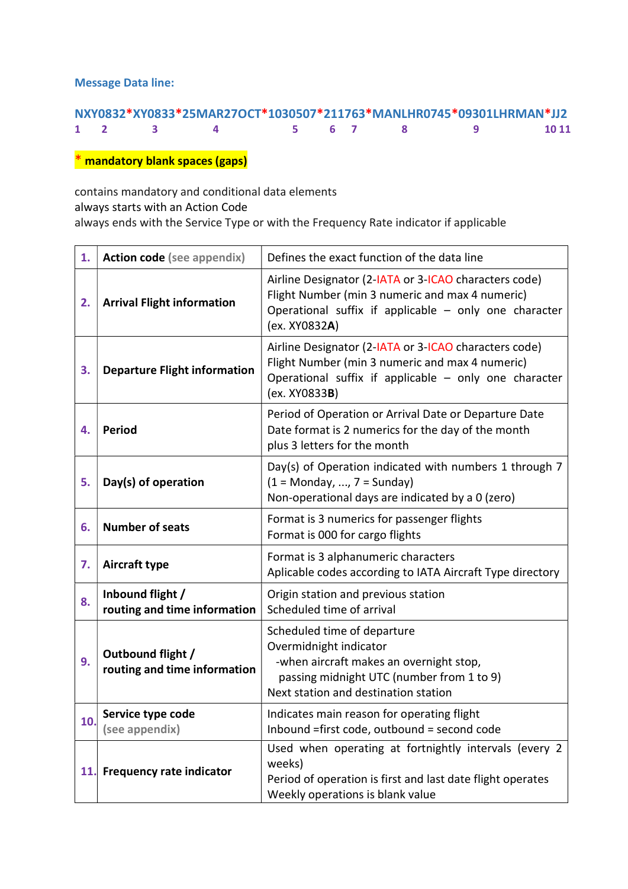### Message Data line:

NXY0832*XY0833*25MAR27OCT*1030507*211763*MANLHR0745*09301LHRMAN*JJ2
1 2 3 4 5 6 7 8 9 10 11

**\* mandatory blank spaces (gaps)**

contains mandatory and conditional data elements
always starts with an Action Code
always ends with the Service Type or with the Frequency Rate indicator if applicable

| | | |
|---|---|---|
| **1.** | **Action code** (see appendix) | Defines the exact function of the data line |
| **2.** | **Arrival Flight information** | Airline Designator (2-IATA or 3-ICAO characters code)<br>Flight Number (min 3 numeric and max 4 numeric)<br>Operational suffix if applicable – only one character (ex. XY0832**A**) |
| **3.** | **Departure Flight information** | Airline Designator (2-IATA or 3-ICAO characters code)<br>Flight Number (min 3 numeric and max 4 numeric)<br>Operational suffix if applicable – only one character (ex. XY0833**B**) |
| **4.** | **Period** | Period of Operation or Arrival Date or Departure Date<br>Date format is 2 numerics for the day of the month plus 3 letters for the month |
| **5.** | **Day(s) of operation** | Day(s) of Operation indicated with numbers 1 through 7 (1 = Monday, ..., 7 = Sunday)<br>Non-operational days are indicated by a 0 (zero) |
| **6.** | **Number of seats** | Format is 3 numerics for passenger flights<br>Format is 000 for cargo flights |
| **7.** | **Aircraft type** | Format is 3 alphanumeric characters<br>Aplicable codes according to IATA Aircraft Type directory |
| **8.** | **Inbound flight / routing and time information** | Origin station and previous station<br>Scheduled time of arrival |
| **9.** | **Outbound flight / routing and time information** | Scheduled time of departure<br>Overmidnight indicator<br>-when aircraft makes an overnight stop, passing midnight UTC (number from 1 to 9)<br>Next station and destination station |
| **10.** | **Service type code** (see appendix) | Indicates main reason for operating flight<br>Inbound =first code, outbound = second code |
| **11.** | **Frequency rate indicator** | Used when operating at fortnightly intervals (every 2 weeks)<br>Period of operation is first and last date flight operates<br>Weekly operations is blank value |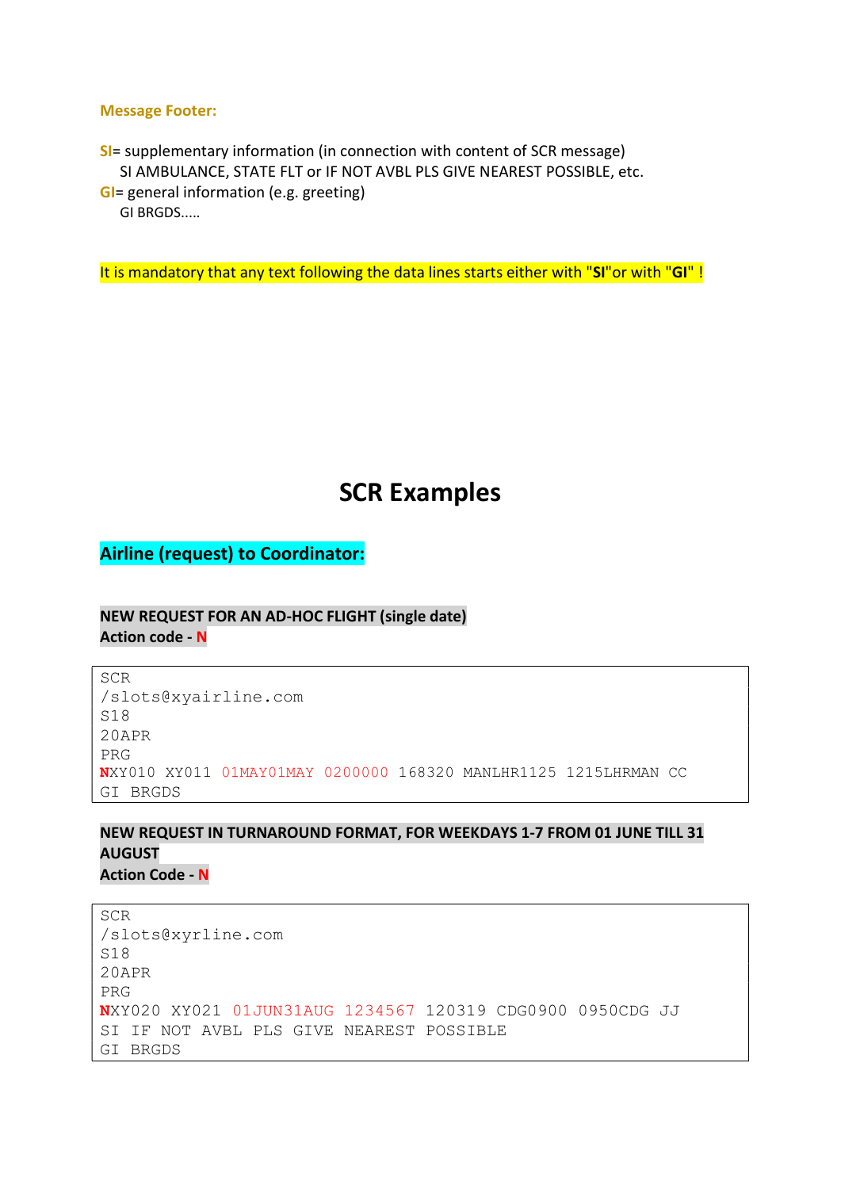**Message Footer:**

**SI**= supplementary information (in connection with content of SCR message)
SI AMBULANCE, STATE FLT or IF NOT AVBL PLS GIVE NEAREST POSSIBLE, etc.
**GI**= general information (e.g. greeting)
GI BRGDS.....

It is mandatory that any text following the data lines starts either with "**SI**"or with "**GI**" !

# SCR Examples

## Airline (request) to Coordinator:

**NEW REQUEST FOR AN AD-HOC FLIGHT (single date)**
**Action code - N**

```
SCR
/slots@xyairline.com
S18
20APR
PRG
NXY010 XY011 01MAY01MAY 0200000 168320 MANLHR1125 1215LHRMAN CC
GI BRGDS
```

**NEW REQUEST IN TURNAROUND FORMAT, FOR WEEKDAYS 1-7 FROM 01 JUNE TILL 31 AUGUST**
**Action Code - N**

```
SCR
/slots@xyrline.com
S18
20APR
PRG
NXY020 XY021 01JUN31AUG 1234567 120319 CDG0900 0950CDG JJ
SI IF NOT AVBL PLS GIVE NEAREST POSSIBLE
GI BRGDS
```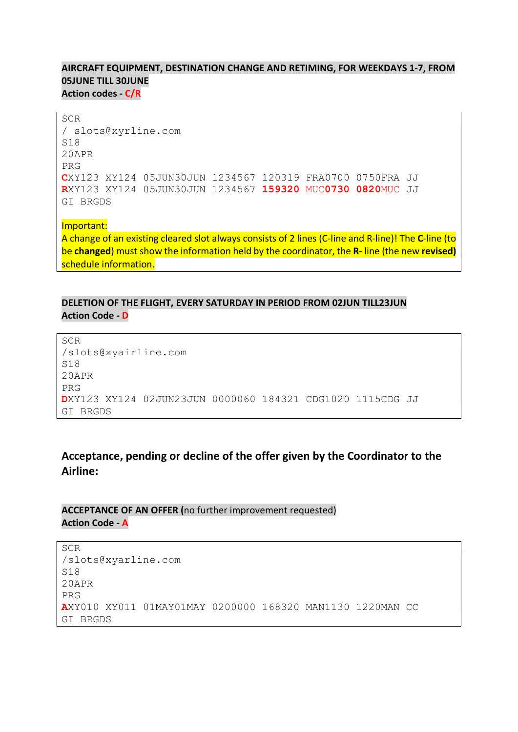**AIRCRAFT EQUIPMENT, DESTINATION CHANGE AND RETIMING, FOR WEEKDAYS 1-7, FROM 05JUNE TILL 30JUNE**
**Action codes - C/R**

```
SCR
/ slots@xyrline.com
S18
20APR
PRG
CXY123 XY124 05JUN30JUN 1234567 120319 FRA0700 0750FRA JJ
RXY123 XY124 05JUN30JUN 1234567 159320 MUC0730 0820MUC JJ
GI BRGDS
```

Important:
A change of an existing cleared slot always consists of 2 lines (C-line and R-line)! The **C**-line (to be **changed**) must show the information held by the coordinator, the **R**- line (the new **revised)** schedule information.

**DELETION OF THE FLIGHT, EVERY SATURDAY IN PERIOD FROM 02JUN TILL23JUN**
**Action Code - D**

```
SCR
/slots@xyairline.com
S18
20APR
PRG
DXY123 XY124 02JUN23JUN 0000060 184321 CDG1020 1115CDG JJ
GI BRGDS
```

## Acceptance, pending or decline of the offer given by the Coordinator to the Airline:

**ACCEPTANCE OF AN OFFER (**no further improvement requested)
**Action Code - A**

```
SCR
/slots@xyarline.com
S18
20APR
PRG
AXY010 XY011 01MAY01MAY 0200000 168320 MAN1130 1220MAN CC
GI BRGDS
```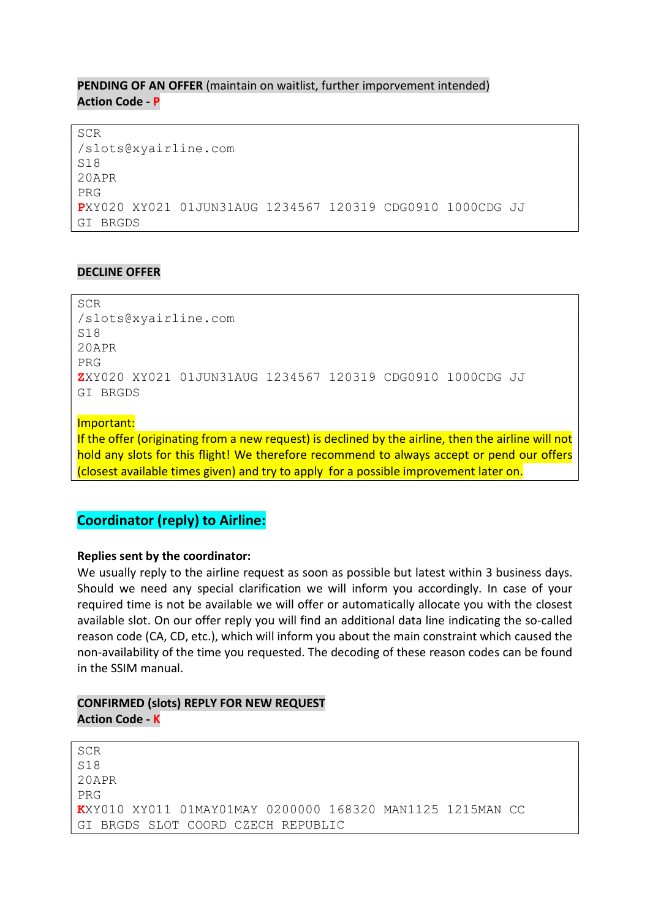**PENDING OF AN OFFER** (maintain on waitlist, further imporvement intended)
**Action Code - P**

```
SCR
/slots@xyairline.com
S18
20APR
PRG
PXY020 XY021 01JUN31AUG 1234567 120319 CDG0910 1000CDG JJ
GI BRGDS
```

**DECLINE OFFER**

```
SCR
/slots@xyairline.com
S18
20APR
PRG
ZXY020 XY021 01JUN31AUG 1234567 120319 CDG0910 1000CDG JJ
GI BRGDS
```

Important:
If the offer (originating from a new request) is declined by the airline, then the airline will not hold any slots for this flight! We therefore recommend to always accept or pend our offers (closest available times given) and try to apply for a possible improvement later on.

## Coordinator (reply) to Airline:

**Replies sent by the coordinator:**
We usually reply to the airline request as soon as possible but latest within 3 business days. Should we need any special clarification we will inform you accordingly. In case of your required time is not be available we will offer or automatically allocate you with the closest available slot. On our offer reply you will find an additional data line indicating the so-called reason code (CA, CD, etc.), which will inform you about the main constraint which caused the non-availability of the time you requested. The decoding of these reason codes can be found in the SSIM manual.

**CONFIRMED (slots) REPLY FOR NEW REQUEST**
**Action Code - K**

```
SCR
S18
20APR
PRG
KXY010 XY011 01MAY01MAY 0200000 168320 MAN1125 1215MAN CC
GI BRGDS SLOT COORD CZECH REPUBLIC
```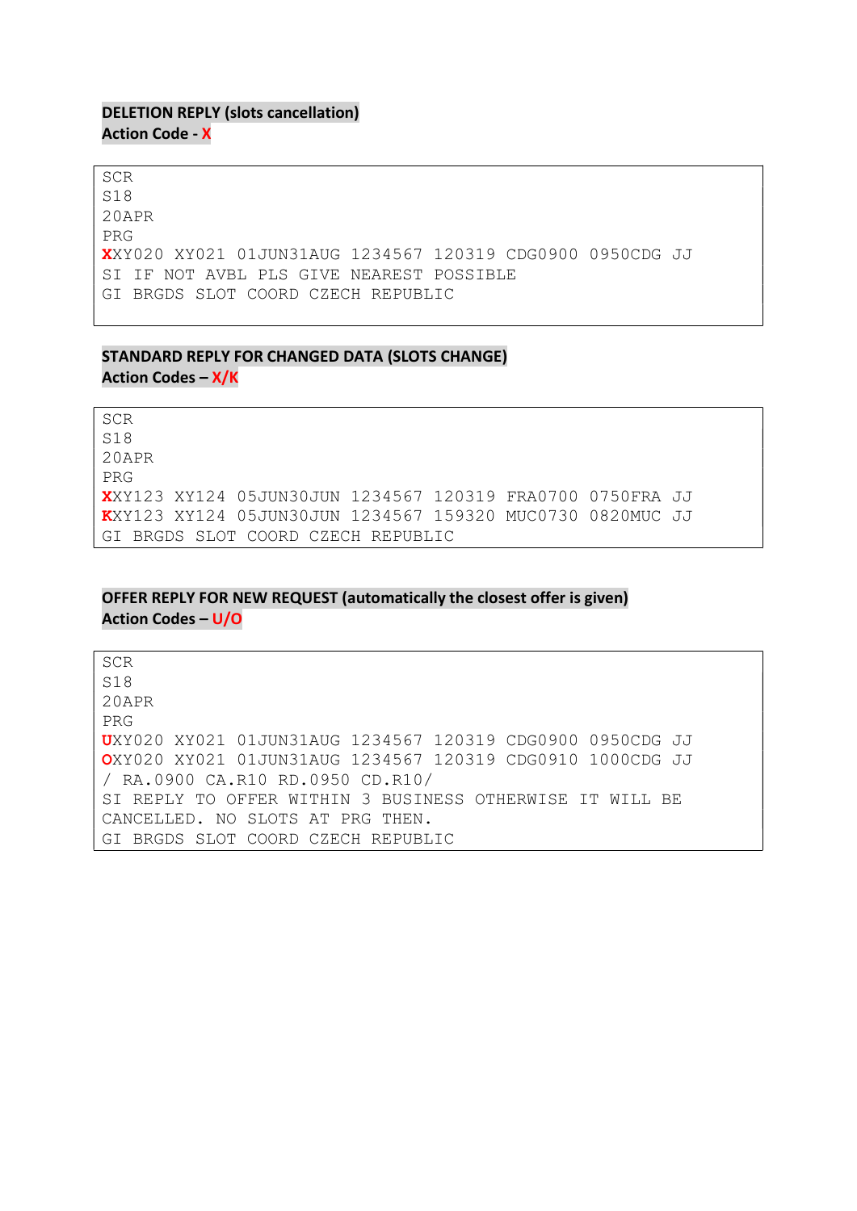**DELETION REPLY (slots cancellation)**
**Action Code - X**

```
SCR
S18
20APR
PRG
XXY020 XY021 01JUN31AUG 1234567 120319 CDG0900 0950CDG JJ
SI IF NOT AVBL PLS GIVE NEAREST POSSIBLE
GI BRGDS SLOT COORD CZECH REPUBLIC
```

**STANDARD REPLY FOR CHANGED DATA (SLOTS CHANGE)**
**Action Codes – X/K**

```
SCR
S18
20APR
PRG
XXY123 XY124 05JUN30JUN 1234567 120319 FRA0700 0750FRA JJ
KXY123 XY124 05JUN30JUN 1234567 159320 MUC0730 0820MUC JJ
GI BRGDS SLOT COORD CZECH REPUBLIC
```

**OFFER REPLY FOR NEW REQUEST (automatically the closest offer is given)**
**Action Codes – U/O**

```
SCR
S18
20APR
PRG
UXY020 XY021 01JUN31AUG 1234567 120319 CDG0900 0950CDG JJ
OXY020 XY021 01JUN31AUG 1234567 120319 CDG0910 1000CDG JJ
/ RA.0900 CA.R10 RD.0950 CD.R10/
SI REPLY TO OFFER WITHIN 3 BUSINESS OTHERWISE IT WILL BE
CANCELLED. NO SLOTS AT PRG THEN.
GI BRGDS SLOT COORD CZECH REPUBLIC
```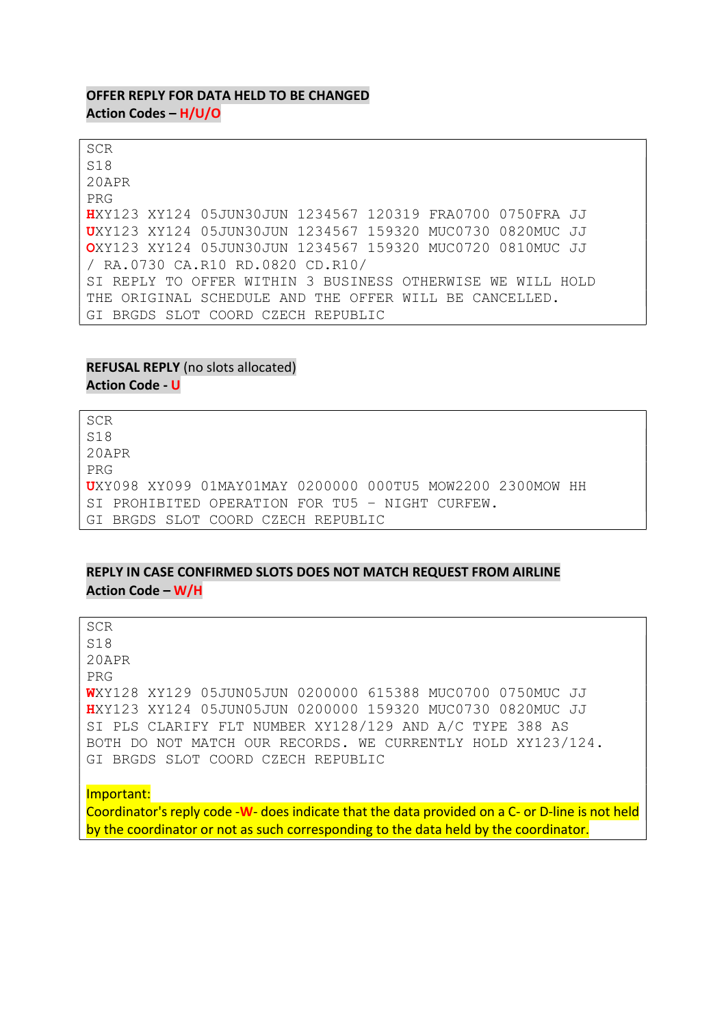**OFFER REPLY FOR DATA HELD TO BE CHANGED**
**Action Codes – H/U/O**

```
SCR
S18
20APR
PRG
HXY123 XY124 05JUN30JUN 1234567 120319 FRA0700 0750FRA JJ
UXY123 XY124 05JUN30JUN 1234567 159320 MUC0730 0820MUC JJ
OXY123 XY124 05JUN30JUN 1234567 159320 MUC0720 0810MUC JJ
/ RA.0730 CA.R10 RD.0820 CD.R10/
SI REPLY TO OFFER WITHIN 3 BUSINESS OTHERWISE WE WILL HOLD
THE ORIGINAL SCHEDULE AND THE OFFER WILL BE CANCELLED.
GI BRGDS SLOT COORD CZECH REPUBLIC
```

**REFUSAL REPLY** (no slots allocated)
**Action Code - U**

```
SCR
S18
20APR
PRG
UXY098 XY099 01MAY01MAY 0200000 000TU5 MOW2200 2300MOW HH
SI PROHIBITED OPERATION FOR TU5 – NIGHT CURFEW.
GI BRGDS SLOT COORD CZECH REPUBLIC
```

**REPLY IN CASE CONFIRMED SLOTS DOES NOT MATCH REQUEST FROM AIRLINE**
**Action Code – W/H**

```
SCR
S18
20APR
PRG
WXY128 XY129 05JUN05JUN 0200000 615388 MUC0700 0750MUC JJ
HXY123 XY124 05JUN05JUN 0200000 159320 MUC0730 0820MUC JJ
SI PLS CLARIFY FLT NUMBER XY128/129 AND A/C TYPE 388 AS
BOTH DO NOT MATCH OUR RECORDS. WE CURRENTLY HOLD XY123/124.
GI BRGDS SLOT COORD CZECH REPUBLIC
```

Important:
Coordinator's reply code -W- does indicate that the data provided on a C- or D-line is not held by the coordinator or not as such corresponding to the data held by the coordinator.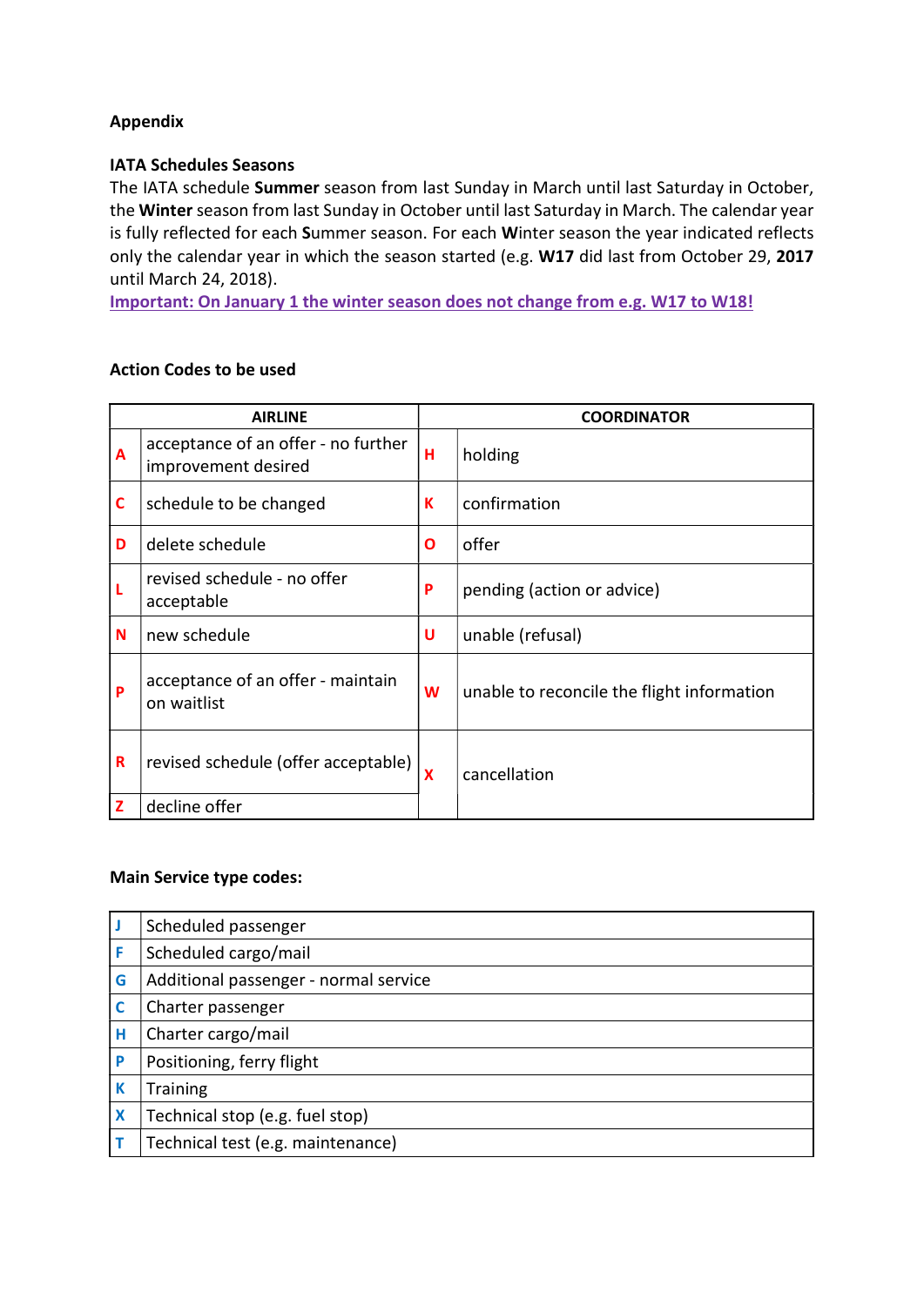## Appendix

### IATA Schedules Seasons

The IATA schedule **Summer** season from last Sunday in March until last Saturday in October, the **Winter** season from last Sunday in October until last Saturday in March. The calendar year is fully reflected for each **S**ummer season. For each **W**inter season the year indicated reflects only the calendar year in which the season started (e.g. **W17** did last from October 29, **2017** until March 24, 2018).

**Important: On January 1 the winter season does not change from e.g. W17 to W18!**

### Action Codes to be used

| AIRLINE | | COORDINATOR | |
|---|---|---|---|
| A | acceptance of an offer - no further improvement desired | H | holding |
| C | schedule to be changed | K | confirmation |
| D | delete schedule | O | offer |
| L | revised schedule - no offer acceptable | P | pending (action or advice) |
| N | new schedule | U | unable (refusal) |
| P | acceptance of an offer - maintain on waitlist | W | unable to reconcile the flight information |
| R | revised schedule (offer acceptable) | X | cancellation |
| Z | decline offer | | |

### Main Service type codes:

| | |
|---|---|
| J | Scheduled passenger |
| F | Scheduled cargo/mail |
| G | Additional passenger - normal service |
| C | Charter passenger |
| H | Charter cargo/mail |
| P | Positioning, ferry flight |
| K | Training |
| X | Technical stop (e.g. fuel stop) |
| T | Technical test (e.g. maintenance) |